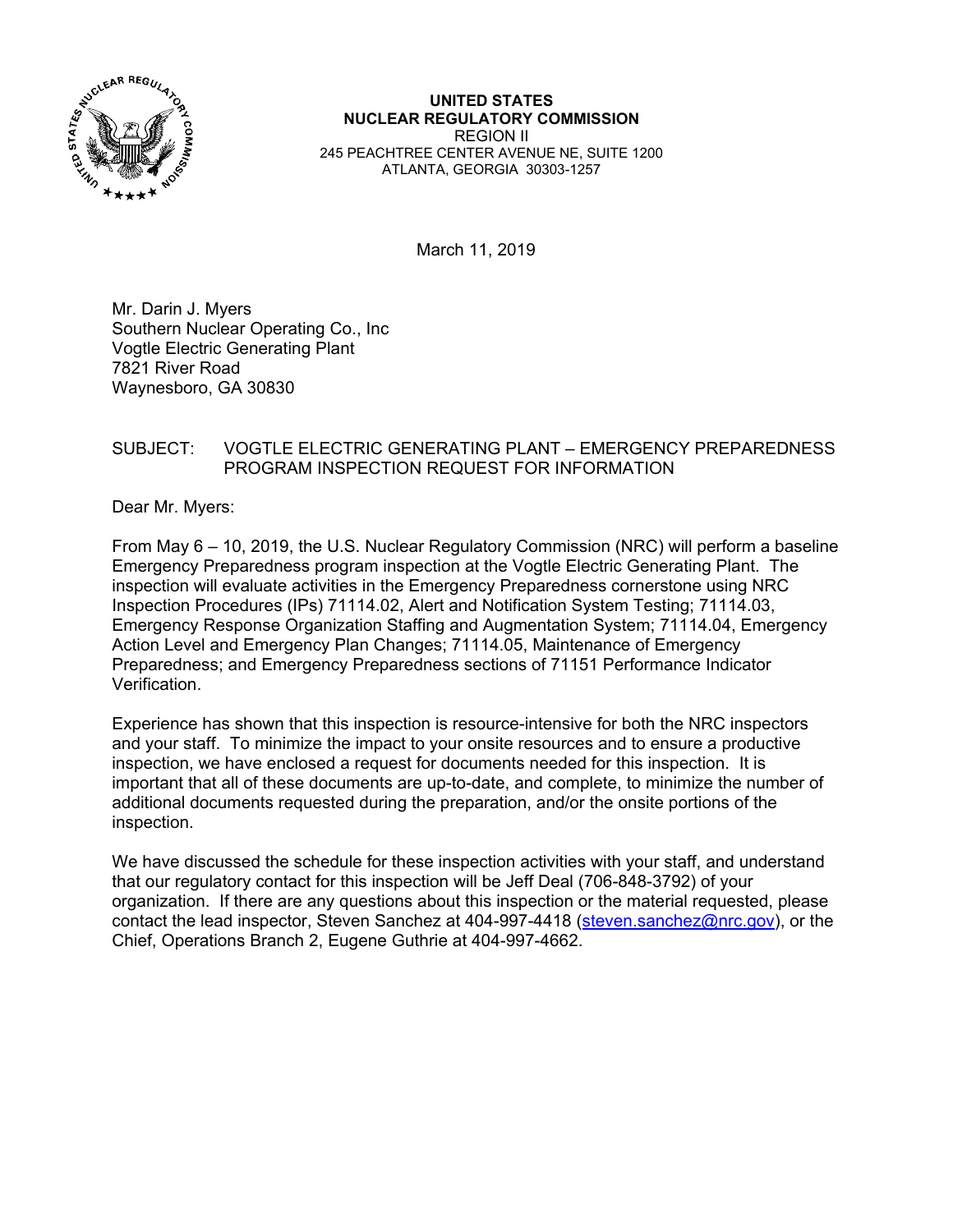**UNITED STATES**
**NUCLEAR REGULATORY COMMISSION**
REGION II
245 PEACHTREE CENTER AVENUE NE, SUITE 1200
ATLANTA, GEORGIA 30303-1257

March 11, 2019

Mr. Darin J. Myers
Southern Nuclear Operating Co., Inc
Vogtle Electric Generating Plant
7821 River Road
Waynesboro, GA 30830

SUBJECT: VOGTLE ELECTRIC GENERATING PLANT – EMERGENCY PREPAREDNESS PROGRAM INSPECTION REQUEST FOR INFORMATION

Dear Mr. Myers:

From May 6 – 10, 2019, the U.S. Nuclear Regulatory Commission (NRC) will perform a baseline Emergency Preparedness program inspection at the Vogtle Electric Generating Plant. The inspection will evaluate activities in the Emergency Preparedness cornerstone using NRC Inspection Procedures (IPs) 71114.02, Alert and Notification System Testing; 71114.03, Emergency Response Organization Staffing and Augmentation System; 71114.04, Emergency Action Level and Emergency Plan Changes; 71114.05, Maintenance of Emergency Preparedness; and Emergency Preparedness sections of 71151 Performance Indicator Verification.

Experience has shown that this inspection is resource-intensive for both the NRC inspectors and your staff. To minimize the impact to your onsite resources and to ensure a productive inspection, we have enclosed a request for documents needed for this inspection. It is important that all of these documents are up-to-date, and complete, to minimize the number of additional documents requested during the preparation, and/or the onsite portions of the inspection.

We have discussed the schedule for these inspection activities with your staff, and understand that our regulatory contact for this inspection will be Jeff Deal (706-848-3792) of your organization. If there are any questions about this inspection or the material requested, please contact the lead inspector, Steven Sanchez at 404-997-4418 (steven.sanchez@nrc.gov), or the Chief, Operations Branch 2, Eugene Guthrie at 404-997-4662.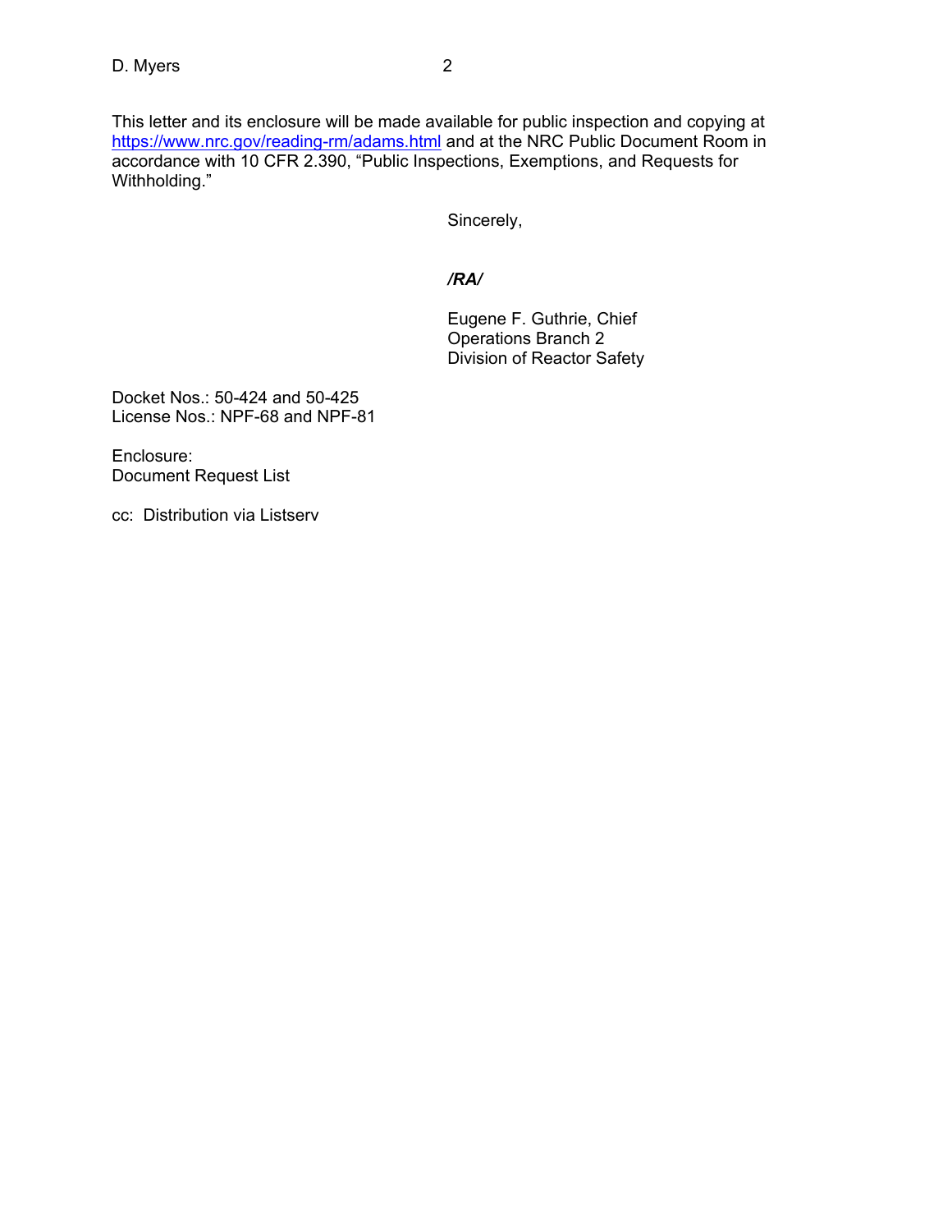This letter and its enclosure will be made available for public inspection and copying at [https://www.nrc.gov/reading-rm/adams.html](https://www.nrc.gov/reading-rm/adams.html) and at the NRC Public Document Room in accordance with 10 CFR 2.390, "Public Inspections, Exemptions, and Requests for Withholding."

Sincerely,

***/RA/***

Eugene F. Guthrie, Chief
Operations Branch 2
Division of Reactor Safety

Docket Nos.: 50-424 and 50-425
License Nos.: NPF-68 and NPF-81

Enclosure:
Document Request List

cc: Distribution via Listserv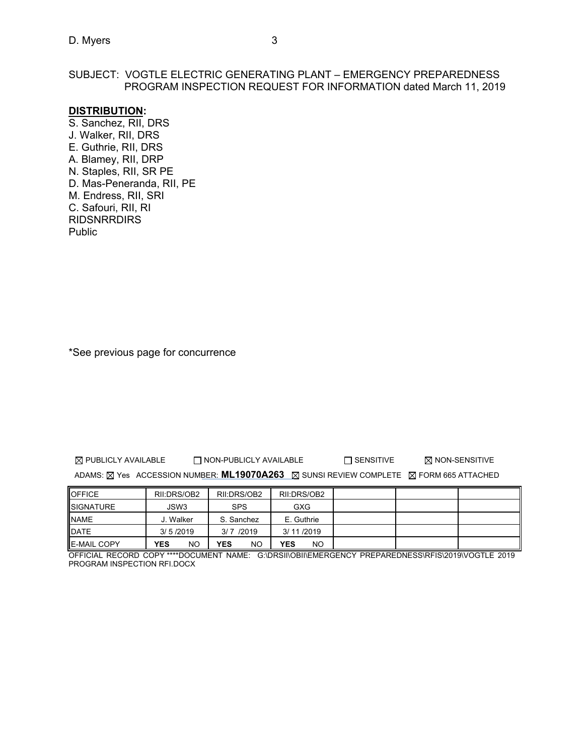SUBJECT: VOGTLE ELECTRIC GENERATING PLANT – EMERGENCY PREPAREDNESS PROGRAM INSPECTION REQUEST FOR INFORMATION dated March 11, 2019

**DISTRIBUTION:**

S. Sanchez, RII, DRS
J. Walker, RII, DRS
E. Guthrie, RII, DRS
A. Blamey, RII, DRP
N. Staples, RII, SR PE
D. Mas-Peneranda, RII, PE
M. Endress, RII, SRI
C. Safouri, RII, RI
RIDSNRRDIRS
Public

*See previous page for concurrence

☒ PUBLICLY AVAILABLE ☐ NON-PUBLICLY AVAILABLE ☐ SENSITIVE ☒ NON-SENSITIVE

ADAMS: ☒ Yes ACCESSION NUMBER: **ML19070A263** ☒ SUNSI REVIEW COMPLETE ☒ FORM 665 ATTACHED

| OFFICE | RII:DRS/OB2 | RII:DRS/OB2 | RII:DRS/OB2 | | | |
|---|---|---|---|---|---|---|
| SIGNATURE | JSW3 | SPS | GXG | | | |
| NAME | J. Walker | S. Sanchez | E. Guthrie | | | |
| DATE | 3/ 5 /2019 | 3/ 7 /2019 | 3/ 11 /2019 | | | |
| E-MAIL COPY | **YES** NO | **YES** NO | **YES** NO | | | |

OFFICIAL RECORD COPY ****DOCUMENT NAME: G:\DRSII\OBII\EMERGENCY PREPAREDNESS\RFIS\2019\VOGTLE 2019 PROGRAM INSPECTION RFI.DOCX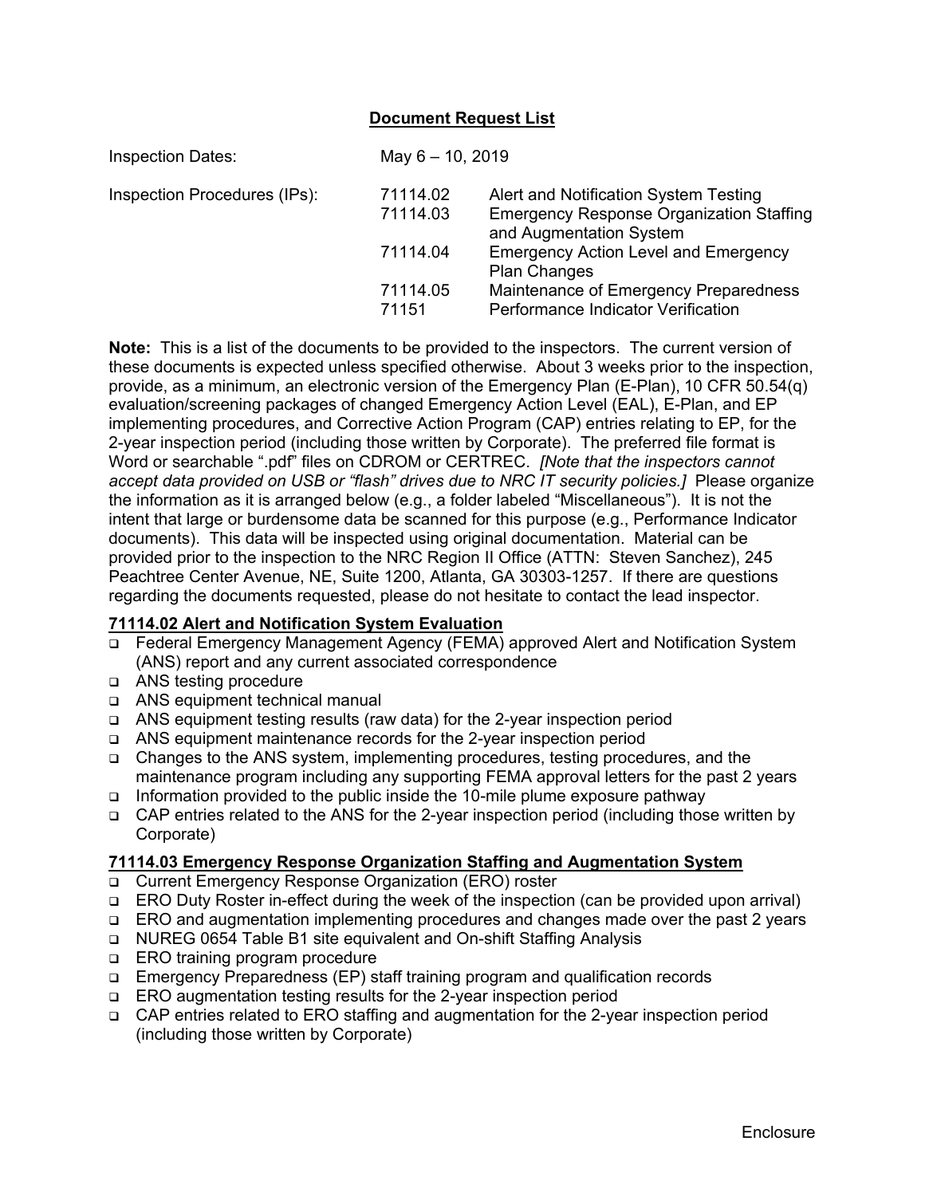## Document Request List

| | | |
|---|---|---|
| Inspection Dates: | May 6 – 10, 2019 | |
| Inspection Procedures (IPs): | 71114.02 | Alert and Notification System Testing |
| | 71114.03 | Emergency Response Organization Staffing and Augmentation System |
| | 71114.04 | Emergency Action Level and Emergency Plan Changes |
| | 71114.05 | Maintenance of Emergency Preparedness |
| | 71151 | Performance Indicator Verification |

**Note:** This is a list of the documents to be provided to the inspectors. The current version of these documents is expected unless specified otherwise. About 3 weeks prior to the inspection, provide, as a minimum, an electronic version of the Emergency Plan (E-Plan), 10 CFR 50.54(q) evaluation/screening packages of changed Emergency Action Level (EAL), E-Plan, and EP implementing procedures, and Corrective Action Program (CAP) entries relating to EP, for the 2-year inspection period (including those written by Corporate). The preferred file format is Word or searchable ".pdf" files on CDROM or CERTREC. *[Note that the inspectors cannot accept data provided on USB or "flash" drives due to NRC IT security policies.]* Please organize the information as it is arranged below (e.g., a folder labeled "Miscellaneous"). It is not the intent that large or burdensome data be scanned for this purpose (e.g., Performance Indicator documents). This data will be inspected using original documentation. Material can be provided prior to the inspection to the NRC Region II Office (ATTN: Steven Sanchez), 245 Peachtree Center Avenue, NE, Suite 1200, Atlanta, GA 30303-1257. If there are questions regarding the documents requested, please do not hesitate to contact the lead inspector.

### 71114.02 Alert and Notification System Evaluation

- Federal Emergency Management Agency (FEMA) approved Alert and Notification System (ANS) report and any current associated correspondence
- ANS testing procedure
- ANS equipment technical manual
- ANS equipment testing results (raw data) for the 2-year inspection period
- ANS equipment maintenance records for the 2-year inspection period
- Changes to the ANS system, implementing procedures, testing procedures, and the maintenance program including any supporting FEMA approval letters for the past 2 years
- Information provided to the public inside the 10-mile plume exposure pathway
- CAP entries related to the ANS for the 2-year inspection period (including those written by Corporate)

### 71114.03 Emergency Response Organization Staffing and Augmentation System

- Current Emergency Response Organization (ERO) roster
- ERO Duty Roster in-effect during the week of the inspection (can be provided upon arrival)
- ERO and augmentation implementing procedures and changes made over the past 2 years
- NUREG 0654 Table B1 site equivalent and On-shift Staffing Analysis
- ERO training program procedure
- Emergency Preparedness (EP) staff training program and qualification records
- ERO augmentation testing results for the 2-year inspection period
- CAP entries related to ERO staffing and augmentation for the 2-year inspection period (including those written by Corporate)

Enclosure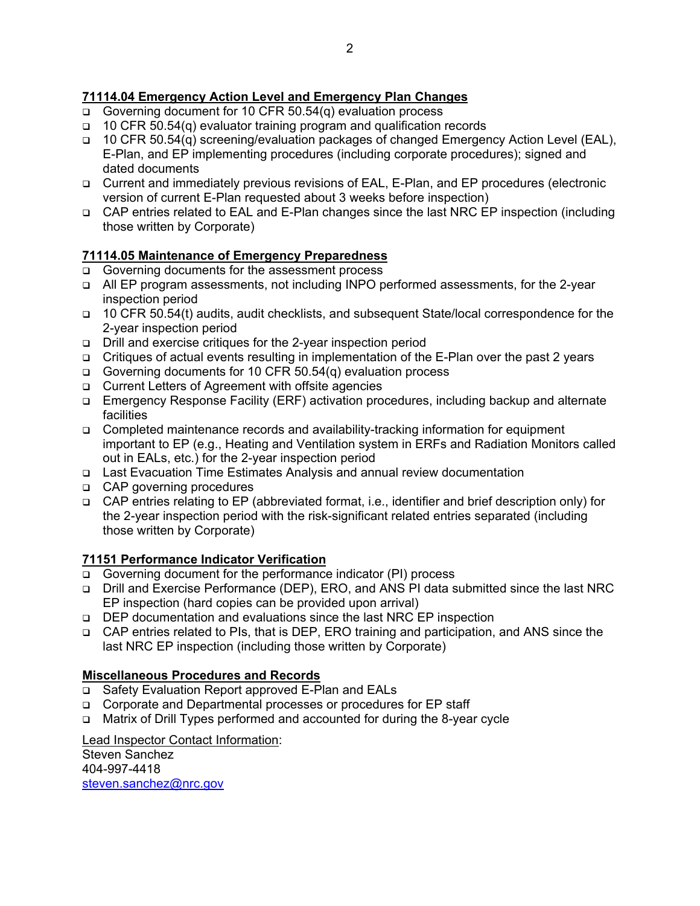**71114.04 Emergency Action Level and Emergency Plan Changes**

- Governing document for 10 CFR 50.54(q) evaluation process
- 10 CFR 50.54(q) evaluator training program and qualification records
- 10 CFR 50.54(q) screening/evaluation packages of changed Emergency Action Level (EAL), E-Plan, and EP implementing procedures (including corporate procedures); signed and dated documents
- Current and immediately previous revisions of EAL, E-Plan, and EP procedures (electronic version of current E-Plan requested about 3 weeks before inspection)
- CAP entries related to EAL and E-Plan changes since the last NRC EP inspection (including those written by Corporate)

**71114.05 Maintenance of Emergency Preparedness**

- Governing documents for the assessment process
- All EP program assessments, not including INPO performed assessments, for the 2-year inspection period
- 10 CFR 50.54(t) audits, audit checklists, and subsequent State/local correspondence for the 2-year inspection period
- Drill and exercise critiques for the 2-year inspection period
- Critiques of actual events resulting in implementation of the E-Plan over the past 2 years
- Governing documents for 10 CFR 50.54(q) evaluation process
- Current Letters of Agreement with offsite agencies
- Emergency Response Facility (ERF) activation procedures, including backup and alternate facilities
- Completed maintenance records and availability-tracking information for equipment important to EP (e.g., Heating and Ventilation system in ERFs and Radiation Monitors called out in EALs, etc.) for the 2-year inspection period
- Last Evacuation Time Estimates Analysis and annual review documentation
- CAP governing procedures
- CAP entries relating to EP (abbreviated format, i.e., identifier and brief description only) for the 2-year inspection period with the risk-significant related entries separated (including those written by Corporate)

**71151 Performance Indicator Verification**

- Governing document for the performance indicator (PI) process
- Drill and Exercise Performance (DEP), ERO, and ANS PI data submitted since the last NRC EP inspection (hard copies can be provided upon arrival)
- DEP documentation and evaluations since the last NRC EP inspection
- CAP entries related to PIs, that is DEP, ERO training and participation, and ANS since the last NRC EP inspection (including those written by Corporate)

**Miscellaneous Procedures and Records**

- Safety Evaluation Report approved E-Plan and EALs
- Corporate and Departmental processes or procedures for EP staff
- Matrix of Drill Types performed and accounted for during the 8-year cycle

Lead Inspector Contact Information:
Steven Sanchez
404-997-4418
steven.sanchez@nrc.gov